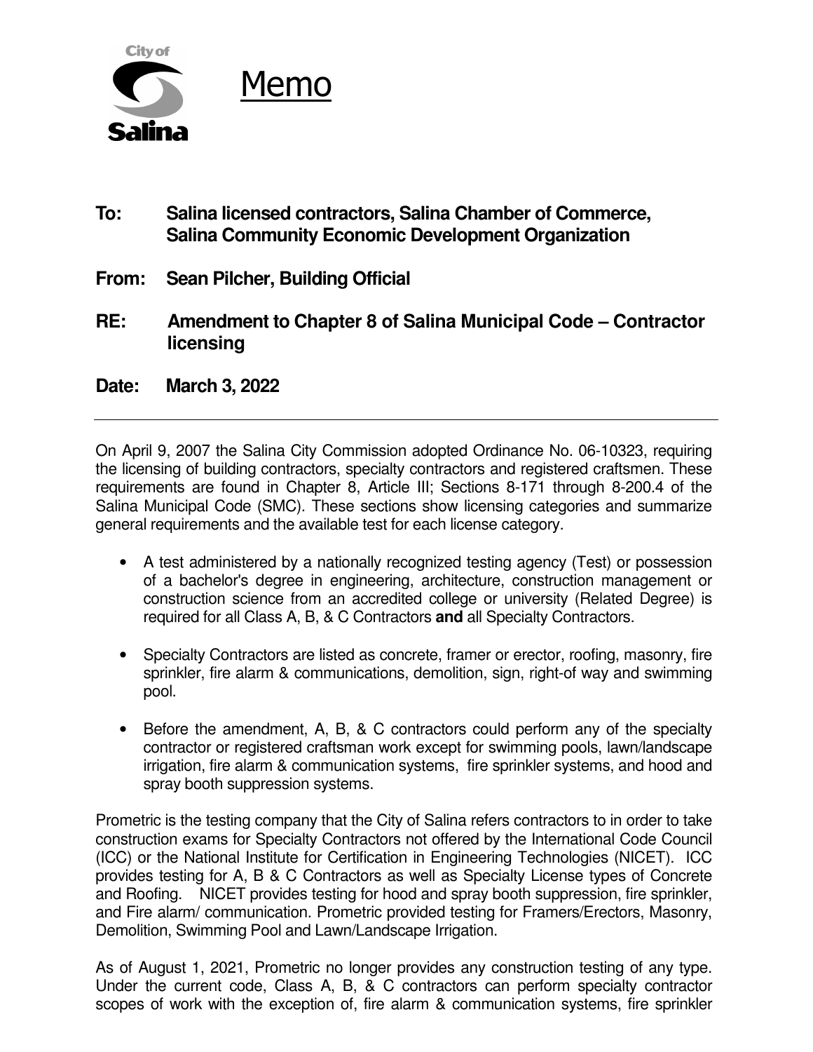# Memo

**To:** **Salina licensed contractors, Salina Chamber of Commerce, Salina Community Economic Development Organization**

**From:** **Sean Pilcher, Building Official**

**RE:** **Amendment to Chapter 8 of Salina Municipal Code – Contractor licensing**

**Date:** **March 3, 2022**

---

On April 9, 2007 the Salina City Commission adopted Ordinance No. 06-10323, requiring the licensing of building contractors, specialty contractors and registered craftsmen. These requirements are found in Chapter 8, Article III; Sections 8-171 through 8-200.4 of the Salina Municipal Code (SMC). These sections show licensing categories and summarize general requirements and the available test for each license category.

- A test administered by a nationally recognized testing agency (Test) or possession of a bachelor's degree in engineering, architecture, construction management or construction science from an accredited college or university (Related Degree) is required for all Class A, B, & C Contractors **and** all Specialty Contractors.

- Specialty Contractors are listed as concrete, framer or erector, roofing, masonry, fire sprinkler, fire alarm & communications, demolition, sign, right-of way and swimming pool.

- Before the amendment, A, B, & C contractors could perform any of the specialty contractor or registered craftsman work except for swimming pools, lawn/landscape irrigation, fire alarm & communication systems, fire sprinkler systems, and hood and spray booth suppression systems.

Prometric is the testing company that the City of Salina refers contractors to in order to take construction exams for Specialty Contractors not offered by the International Code Council (ICC) or the National Institute for Certification in Engineering Technologies (NICET). ICC provides testing for A, B & C Contractors as well as Specialty License types of Concrete and Roofing. NICET provides testing for hood and spray booth suppression, fire sprinkler, and Fire alarm/ communication. Prometric provided testing for Framers/Erectors, Masonry, Demolition, Swimming Pool and Lawn/Landscape Irrigation.

As of August 1, 2021, Prometric no longer provides any construction testing of any type. Under the current code, Class A, B, & C contractors can perform specialty contractor scopes of work with the exception of, fire alarm & communication systems, fire sprinkler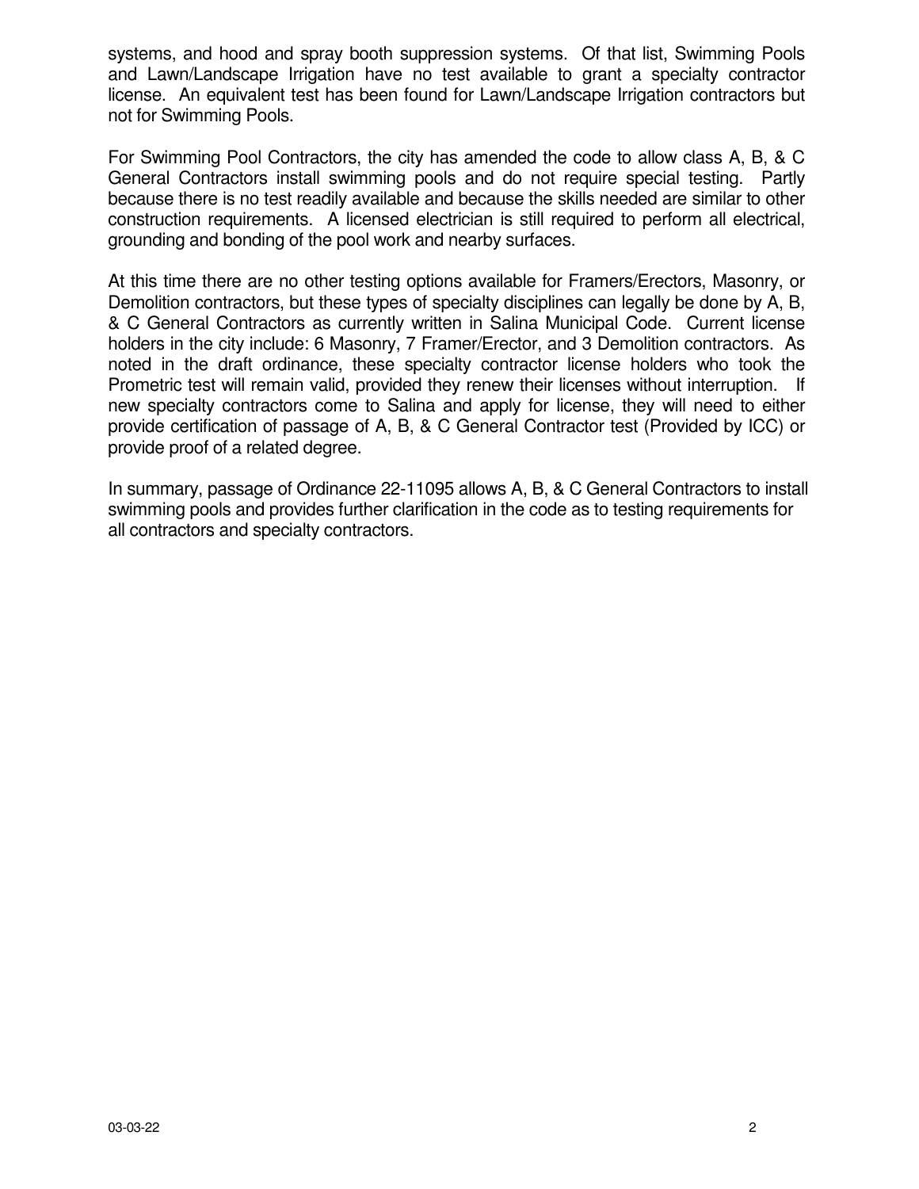systems, and hood and spray booth suppression systems. Of that list, Swimming Pools and Lawn/Landscape Irrigation have no test available to grant a specialty contractor license. An equivalent test has been found for Lawn/Landscape Irrigation contractors but not for Swimming Pools.

For Swimming Pool Contractors, the city has amended the code to allow class A, B, & C General Contractors install swimming pools and do not require special testing. Partly because there is no test readily available and because the skills needed are similar to other construction requirements. A licensed electrician is still required to perform all electrical, grounding and bonding of the pool work and nearby surfaces.

At this time there are no other testing options available for Framers/Erectors, Masonry, or Demolition contractors, but these types of specialty disciplines can legally be done by A, B, & C General Contractors as currently written in Salina Municipal Code. Current license holders in the city include: 6 Masonry, 7 Framer/Erector, and 3 Demolition contractors. As noted in the draft ordinance, these specialty contractor license holders who took the Prometric test will remain valid, provided they renew their licenses without interruption. If new specialty contractors come to Salina and apply for license, they will need to either provide certification of passage of A, B, & C General Contractor test (Provided by ICC) or provide proof of a related degree.

In summary, passage of Ordinance 22-11095 allows A, B, & C General Contractors to install swimming pools and provides further clarification in the code as to testing requirements for all contractors and specialty contractors.

03-03-22